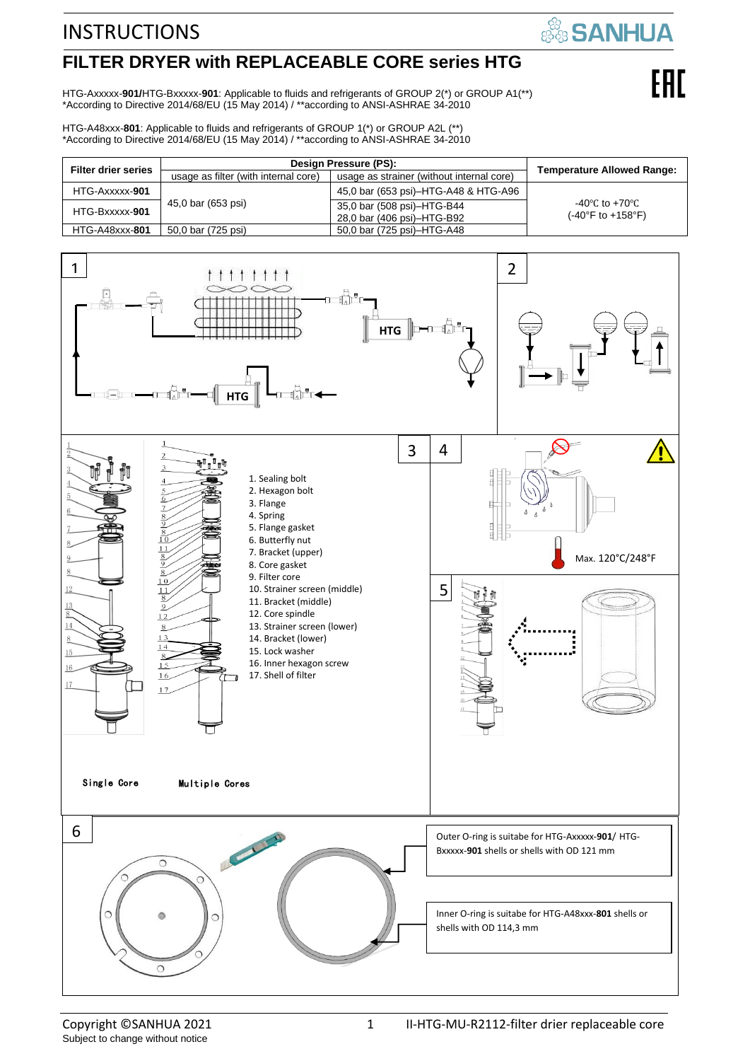# INSTRUCTIONS

## FILTER DRYER with REPLACEABLE CORE series HTG

HTG-Axxxxx-**901**/HTG-Bxxxxx-**901**: Applicable to fluids and refrigerants of GROUP 2(*) or GROUP A1(**)
*According to Directive 2014/68/EU (15 May 2014) / **according to ANSI-ASHRAE 34-2010

HTG-A48xxx-**801**: Applicable to fluids and refrigerants of GROUP 1(*) or GROUP A2L (**)
*According to Directive 2014/68/EU (15 May 2014) / **according to ANSI-ASHRAE 34-2010

| Filter drier series | Design Pressure (PS): | | Temperature Allowed Range: |
|---|---|---|---|
| | usage as filter (with internal core) | usage as strainer (without internal core) | |
| HTG-Axxxxx-**901** | 45,0 bar (653 psi) | 45,0 bar (653 psi)–HTG-A48 & HTG-A96 | -40℃ to +70℃ (-40°F to +158°F) |
| HTG-Bxxxxx-**901** | | 35,0 bar (508 psi)–HTG-B44<br>28,0 bar (406 psi)–HTG-B92 | |
| HTG-A48xxx-**801** | 50,0 bar (725 psi) | 50,0 bar (725 psi)–HTG-A48 | |

1. Sealing bolt
2. Hexagon bolt
3. Flange
4. Spring
5. Flange gasket
6. Butterfly nut
7. Bracket (upper)
8. Core gasket
9. Filter core
10. Strainer screen (middle)
11. Bracket (middle)
12. Core spindle
13. Strainer screen (lower)
14. Bracket (lower)
15. Lock washer
16. Inner hexagon screw
17. Shell of filter

Single Core — Multiple Cores

Max. 120°C/248°F

Outer O-ring is suitabe for HTG-Axxxxx-**901**/ HTG-Bxxxxx-**901** shells or shells with OD 121 mm

Inner O-ring is suitabe for HTG-A48xxx-**801** shells or shells with OD 114,3 mm

Copyright ©SANHUA 2021
Subject to change without notice

II-HTG-MU-R2112-filter drier replaceable core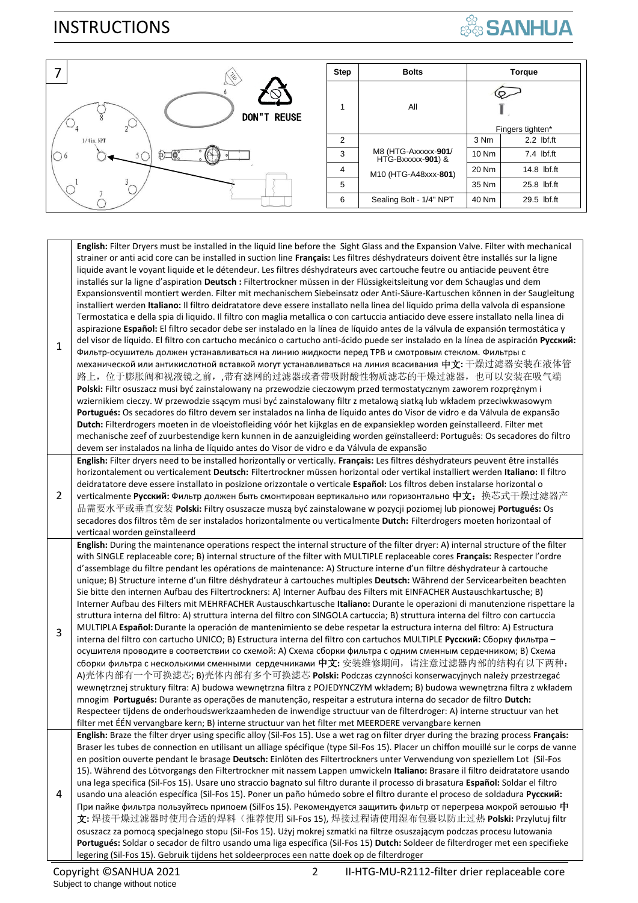## 7

DON"T REUSE

1/4in. NPT

| Step | Bolts | Torque | |
|---|---|---|---|
| 1 | All | Fingers tighten* | |
| 2 | M8 (HTG-Axxxxx-**901**/ HTG-Bxxxxx-**901**) & M10 (HTG-A48xxx-**801**) | 3 Nm | 2.2 lbf.ft |
| 3 | | 10 Nm | 7.4 lbf.ft |
| 4 | | 20 Nm | 14.8 lbf.ft |
| 5 | | 35 Nm | 25.8 lbf.ft |
| 6 | Sealing Bolt - 1/4" NPT | 40 Nm | 29.5 lbf.ft |

| | |
|---|---|
| 1 | **English:** Filter Dryers must be installed in the liquid line before the Sight Glass and the Expansion Valve. Filter with mechanical strainer or anti acid core can be installed in suction line **Français:** Les filtres déshydrateurs doivent être installés sur la ligne liquide avant le voyant liquide et le détendeur. Les filtres déshydrateurs avec cartouche feutre ou antiacide peuvent être installés sur la ligne d'aspiration **Deutsch :** Filtertrockner müssen in der Flüssigkeitsleitung vor dem Schauglas und dem Expansionsventil montiert werden. Filter mit mechanischem Siebeinsatz oder Anti-Säure-Kartuschen können in der Saugleitung installiert werden **Italiano:** Il filtro deidratatore deve essere installato nella linea del liquido prima della valvola di espansione Termostatica e della spia di liquido. Il filtro con maglia metallica o con cartuccia antiacido deve essere installato nella linea di aspirazione **Español:** El filtro secador debe ser instalado en la línea de líquido antes de la válvula de expansión termostática y del visor de líquido. El filtro con cartucho mecánico o cartucho anti-ácido puede ser instalado en la línea de aspiración **Русский:** Фильтр-осушитель должен устанавливаться на линию жидкости перед ТРВ и смотровым стеклом. Фильтры с механической или антикислотной вставкой могут устанавливаться на линия всасивания **中文:** 干燥过滤器安装在液体管路上，位于膨胀阀和视液镜之前，,带有滤网的过滤器或者带吸附酸性物质滤芯的干燥过滤器，也可以安装在吸气端 **Polski:** Filtr osuszacz musi być zainstalowany na przewodzie cieczowym przed termostatycznym zaworem rozprężnym i wziernikiem cieczy. W przewodzie ssącym musi być zainstalowany filtr z metalową siatką lub wkładem przeciwkwasowym **Portugués:** Os secadores do filtro devem ser instalados na linha de líquido antes do Visor de vidro e da Válvula de expansão **Dutch:** Filterdrogers moeten in de vloeistofleiding vóór het kijkglas en de expansieklep worden geïnstalleerd. Filter met mechanische zeef of zuurbestendige kern kunnen in de aanzuigleiding worden geïnstalleerd: Português: Os secadores do filtro devem ser instalados na linha de líquido antes do Visor de vidro e da Válvula de expansão |
| 2 | **English:** Filter dryers need to be installed horizontally or vertically. **Français:** Les filtres déshydrateurs peuvent être installés horizontalement ou verticalement **Deutsch:** Filtertrockner müssen horizontal oder vertikal installiert werden **Italiano:** Il filtro deidratatore deve essere installato in posizione orizzontale o verticale **Español:** Los filtros deben instalarse horizontal o verticalmente **Русский:** Фильтр должен быть смонтирован вертикально или горизонтально **中文：** 换芯式干燥过滤器产品需要水平或垂直安装 **Polski:** Filtry osuszacze muszą być zainstalowane w pozycji poziomej lub pionowej **Portugués:** Os secadores dos filtros têm de ser instalados horizontalmente ou verticalmente **Dutch:** Filterdrogers moeten horizontaal of verticaal worden geïnstalleerd |
| 3 | **English:** During the maintenance operations respect the internal structure of the filter dryer: A) internal structure of the filter with SINGLE replaceable core; B) internal structure of the filter with MULTIPLE replaceable cores **Français:** Respecter l'ordre d'assemblage du filtre pendant les opérations de maintenance: A) Structure interne d'un filtre déshydrateur à cartouche unique; B) Structure interne d'un filtre déshydrateur à cartouches multiples **Deutsch:** Während der Servicearbeiten beachten Sie bitte den internen Aufbau des Filtertrockners: A) Interner Aufbau des Filters mit EINFACHER Austauschkartusche; B) Interner Aufbau des Filters mit MEHRFACHER Austauschkartusche **Italiano:** Durante le operazioni di manutenzione rispettare la struttura interna del filtro: A) struttura interna del filtro con SINGOLA cartuccia; B) struttura interna del filtro con cartuccia MULTIPLA **Español:** Durante la operación de mantenimiento se debe respetar la estructura interna del filtro: A) Estructura interna del filtro con cartucho UNICO; B) Estructura interna del filtro con cartuchos MULTIPLE **Русский:** Сборку фильтра – осушителя проводите в соответствии со схемой: A) Схема сборки фильтра с одним сменным сердечником; B) Схема сборки фильтра с несколькими сменными сердечниками **中文:** 安装维修期间，请注意过滤器内部的结构有以下两种：A)壳体内部有一个可换滤芯; B)壳体内部有多个可换滤芯 **Polski:** Podczas czynności konserwacyjnych należy przestrzegać wewnętrznej struktury filtra: A) budowa wewnętrzna filtra z POJEDYNCZYM wkładem; B) budowa wewnętrzna filtra z wkładem mnogim **Portugués:** Durante as operações de manutenção, respeitar a estrutura interna do secador de filtro **Dutch:** Respecteer tijdens de onderhoudswerkzaamheden de inwendige structuur van de filterdroger: A) interne structuur van het filter met ÉÉN vervangbare kern; B) interne structuur van het filter met MEERDERE vervangbare kernen |
| 4 | **English:** Braze the filter dryer using specific alloy (Sil-Fos 15). Use a wet rag on filter dryer during the brazing process **Français:** Braser les tubes de connection en utilisant un alliage spécifique (type Sil-Fos 15). Placer un chiffon mouillé sur le corps de vanne en position ouverte pendant le brasage **Deutsch:** Einlöten des Filtertrockners unter Verwendung von speziellem Lot (Sil-Fos 15). Während des Lötvorgangs den Filtertrockner mit nassem Lappen umwickeln **Italiano:** Brasare il filtro deidratatore usando una lega specifica (Sil-Fos 15). Usare uno straccio bagnato sul filtro durante il processo di brasatura **Español:** Soldar el filtro usando una aleación específica (Sil-Fos 15). Poner un paño húmedo sobre el filtro durante el proceso de soldadura **Русский:** При пайке фильтра пользуйтесь припоем (SilFos 15). Рекомендуется защитить фильтр от перегрева мокрой ветошью **中文:** 焊接干燥过滤器时使用合适的焊料（推荐使用 Sil-Fos 15), 焊接过程请使用湿布包裹以防止过热 **Polski:** Przylutuj filtr osuszacz za pomocą specjalnego stopu (Sil-Fos 15). Użyj mokrej szmatki na filtrze osuszającym podczas procesu lutowania **Portugués:** Soldar o secador de filtro usando uma liga específica (Sil-Fos 15) **Dutch:** Soldeer de filterdroger met een specifieke legering (Sil-Fos 15). Gebruik tijdens het soldeerproces een natte doek op de filterdroger |

Copyright ©SANHUA 2021
Subject to change without notice

II-HTG-MU-R2112-filter drier replaceable core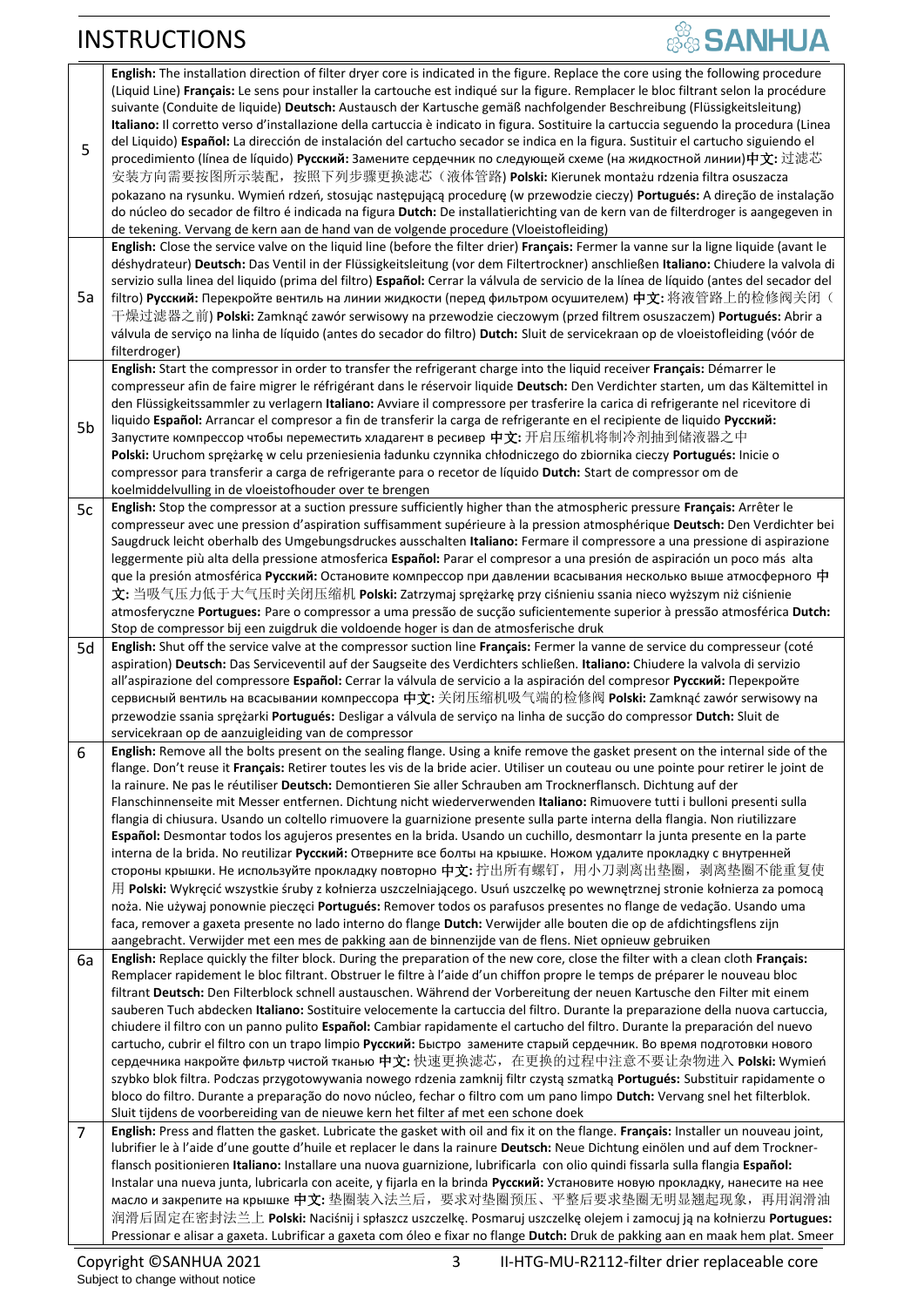# INSTRUCTIONS

| | |
|---|---|
| 5 | **English:** The installation direction of filter dryer core is indicated in the figure. Replace the core using the following procedure (Liquid Line) **Français:** Le sens pour installer la cartouche est indiqué sur la figure. Remplacer le bloc filtrant selon la procédure suivante (Conduite de liquide) **Deutsch:** Austausch der Kartusche gemäß nachfolgender Beschreibung (Flüssigkeitsleitung) **Italiano:** Il corretto verso d'installazione della cartuccia è indicato in figura. Sostituire la cartuccia seguendo la procedura (Linea del Liquido) **Español:** La dirección de instalación del cartucho secador se indica en la figura. Sustituir el cartucho siguiendo el procedimiento (línea de líquido) **Русский:** Замените сердечник по следующей схеме (на жидкостной линии)**中文:** 过滤芯安装方向需要按图所示装配，按照下列步骤更换滤芯（液体管路）**Polski:** Kierunek montażu rdzenia filtra osuszacza pokazano na rysunku. Wymień rdzeń, stosując następującą procedurę (w przewodzie cieczy) **Portugués:** A direção de instalação do núcleo do secador de filtro é indicada na figura **Dutch:** De installatierichting van de kern van de filterdroger is aangegeven in de tekening. Vervang de kern aan de hand van de volgende procedure (Vloeistofleiding) |
| 5a | **English:** Close the service valve on the liquid line (before the filter drier) **Français:** Fermer la vanne sur la ligne liquide (avant le déshydrateur) **Deutsch:** Das Ventil in der Flüssigkeitsleitung (vor dem Filtertrockner) anschließen **Italiano:** Chiudere la valvola di servizio sulla linea del liquido (prima del filtro) **Español:** Cerrar la válvula de servicio de la línea de líquido (antes del secador del filtro) **Русский:** Перекройте вентиль на линии жидкости (перед фильтром осушителем) **中文:** 将液管路上的检修阀关闭（干燥过滤器之前）**Polski:** Zamknąć zawór serwisowy na przewodzie cieczowym (przed filtrem osuszaczem) **Portugués:** Abrir a válvula de serviço na linha de líquido (antes do secador do filtro) **Dutch:** Sluit de servicekraan op de vloeistofleiding (vóór de filterdroger) |
| 5b | **English:** Start the compressor in order to transfer the refrigerant charge into the liquid receiver **Français:** Démarrer le compresseur afin de faire migrer le réfrigérant dans le réservoir liquide **Deutsch:** Den Verdichter starten, um das Kältemittel in den Flüssigkeitssammler zu verlagern **Italiano:** Avviare il compressore per trasferire la carica di refrigerante nel ricevitore di liquido **Español:** Arrancar el compresor a fin de transferir la carga de refrigerante en el recipiente de líquido **Русский:** Запустите компрессор чтобы переместить хладагент в ресивер **中文:** 开启压缩机将制冷剂抽到储液器之中 **Polski:** Uruchom sprężarkę w celu przeniesienia ładunku czynnika chłodniczego do zbiornika cieczy **Portugués:** Inicie o compressor para transferir a carga de refrigerante para o recetor de líquido **Dutch:** Start de compressor om de koelmiddelvulling in de vloeistofhouder over te brengen |
| 5c | **English:** Stop the compressor at a suction pressure sufficiently higher than the atmospheric pressure **Français:** Arrêter le compresseur avec une pression d'aspiration suffisamment supérieure à la pression atmosphérique **Deutsch:** Den Verdichter bei Saugdruck leicht oberhalb des Umgebungsdruckes ausschalten **Italiano:** Fermare il compressore a una pressione di aspirazione leggermente più alta della pressione atmosferica **Español:** Parar el compresor a una presión de aspiración un poco más alta que la presión atmosférica **Русский:** Остановите компрессор при давлении всасывания несколько выше атмосферного **中文:** 当吸气压力低于大气压时关闭压缩机 **Polski:** Zatrzymaj sprężarkę przy ciśnieniu ssania nieco wyższym niż ciśnienie atmosferyczne **Portugues:** Pare o compressor a uma pressão de sucção suficientemente superior à pressão atmosférica **Dutch:** Stop de compressor bij een zuigdruk die voldoende hoger is dan de atmosferische druk |
| 5d | **English:** Shut off the service valve at the compressor suction line **Français:** Fermer la vanne de service du compresseur (coté aspiration) **Deutsch:** Das Serviceventil auf der Saugseite des Verdichters schließen. **Italiano:** Chiudere la valvola di servizio all'aspirazione del compressore **Español:** Cerrar la válvula de servicio a la aspiración del compresor **Русский:** Перекройте сервисный вентиль на всасывании компрессора **中文:** 关闭压缩机吸气端的检修阀 **Polski:** Zamknąć zawór serwisowy na przewodzie ssania sprężarki **Portugués:** Desligar a válvula de serviço na linha de sucção do compressor **Dutch:** Sluit de servicekraan op de aanzuigleiding van de compressor |
| 6 | **English:** Remove all the bolts present on the sealing flange. Using a knife remove the gasket present on the internal side of the flange. Don't reuse it **Français:** Retirer toutes les vis de la bride acier. Utiliser un couteau ou une pointe pour retirer le joint de la rainure. Ne pas le réutiliser **Deutsch:** Demontieren Sie aller Schrauben am Trocknerflansch. Dichtung auf der Flanschinnenseite mit Messer entfernen. Dichtung nicht wiederverwenden **Italiano:** Rimuovere tutti i bulloni presenti sulla flangia di chiusura. Usando un coltello rimuovere la guarnizione presente sulla parte interna della flangia. Non riutilizzare **Español:** Desmontar todos los agujeros presentes en la brida. Usando un cuchillo, desmontarr la junta presente en la parte interna de la brida. No reutilizar **Русский:** Отверните все болты на крышке. Ножом удалите прокладку с внутренней стороны крышки. Не используйте прокладку повторно **中文:** 拧出所有螺钉，用小刀剥离出垫圈，剥离垫圈不能重复使用 **Polski:** Wykręcić wszystkie śruby z kołnierza uszczelniającego. Usuń uszczelkę po wewnętrznej stronie kołnierza za pomocą noża. Nie używaj ponownie pieczęci **Portugués:** Remover todos os parafusos presentes no flange de vedação. Usando uma faca, remover a gaxeta presente no lado interno do flange **Dutch:** Verwijder alle bouten die op de afdichtingsflens zijn aangebracht. Verwijder met een mes de pakking aan de binnenzijde van de flens. Niet opnieuw gebruiken |
| 6a | **English:** Replace quickly the filter block. During the preparation of the new core, close the filter with a clean cloth **Français:** Remplacer rapidement le bloc filtrant. Obstruer le filtre à l'aide d'un chiffon propre le temps de préparer le nouveau bloc filtrant **Deutsch:** Den Filterblock schnell austauschen. Während der Vorbereitung der neuen Kartusche den Filter mit einem sauberen Tuch abdecken **Italiano:** Sostituire velocemente la cartuccia del filtro. Durante la preparazione della nuova cartuccia, chiudere il filtro con un panno pulito **Español:** Cambiar rapidamente el cartucho del filtro. Durante la preparación del nuevo cartucho, cubrir el filtro con un trapo limpio **Русский:** Быстро замените старый сердечник. Во время подготовки нового сердечника накройте фильтр чистой тканью **中文:** 快速更换滤芯，在更换的过程中注意不要让杂物进入 **Polski:** Wymień szybko blok filtra. Podczas przygotowywania nowego rdzenia zamknij filtr czystą szmatką **Portugués:** Substituir rapidamente o bloco do filtro. Durante a preparação do novo núcleo, fechar o filtro com um pano limpo **Dutch:** Vervang snel het filterblok. Sluit tijdens de voorbereiding van de nieuwe kern het filter af met een schone doek |
| 7 | **English:** Press and flatten the gasket. Lubricate the gasket with oil and fix it on the flange. **Français:** Installer un nouveau joint, lubrifier le à l'aide d'une goutte d'huile et replacer le dans la rainure **Deutsch:** Neue Dichtung einölen und auf dem Trockner-flansch positionieren **Italiano:** Installare una nuova guarnizione, lubrificarla con olio quindi fissarla sulla flangia **Español:** Instalar una nueva junta, lubricarla con aceite, y fijarla en la brinda **Русский:** Установите новую прокладку, нанесите на нее масло и закрепите на крышке **中文:** 垫圈装入法兰后，要求对垫圈预压、平整后要求垫圈无明显翘起现象，再用润滑油润滑后固定在密封法兰上 **Polski:** Naciśnij i spłaszcz uszczelkę. Posmaruj uszczelkę olejem i zamocuj ją na kołnierzu **Portugues:** Pressionar e alisar a gaxeta. Lubrificar a gaxeta com óleo e fixar no flange **Dutch:** Druk de pakking aan en maak hem plat. Smeer |

Copyright ©SANHUA 2021
Subject to change without notice

II-HTG-MU-R2112-filter drier replaceable core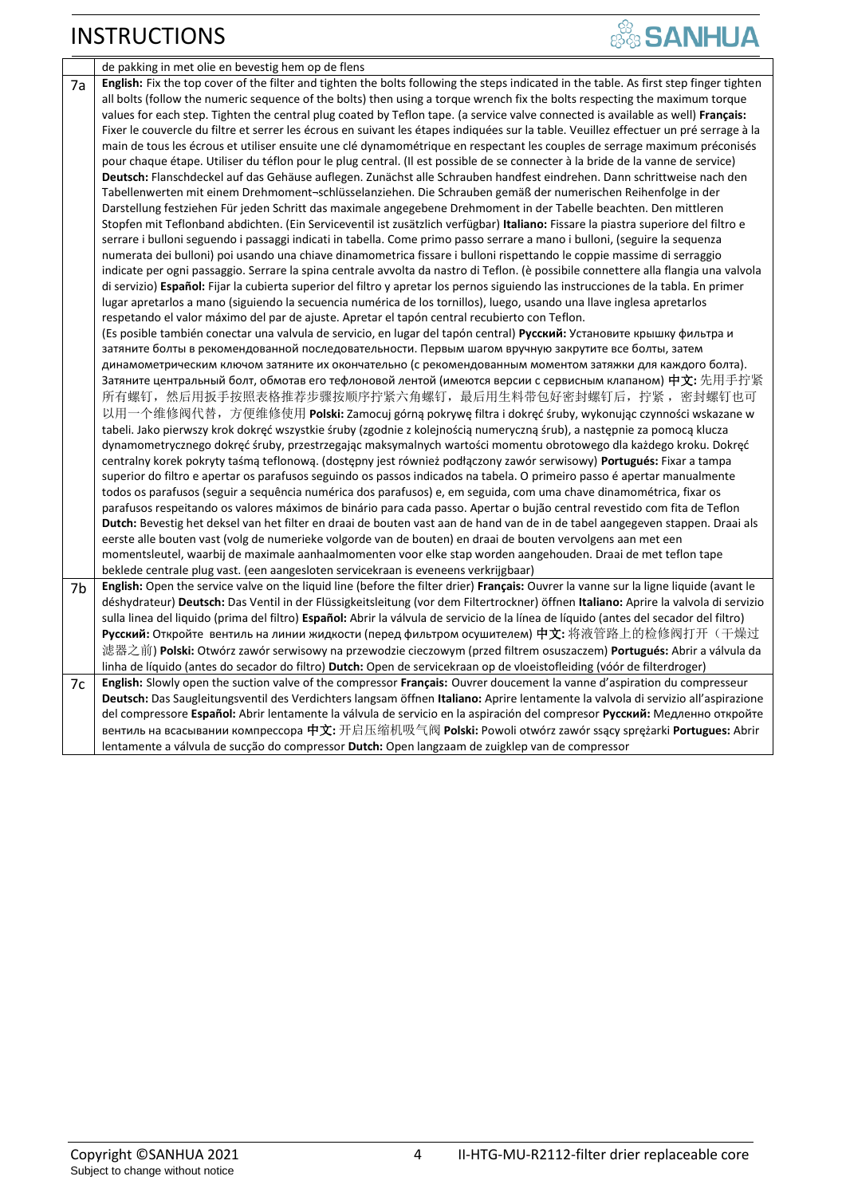| | |
|---|---|
| | de pakking in met olie en bevestig hem op de flens |
| 7a | **English:** Fix the top cover of the filter and tighten the bolts following the steps indicated in the table. As first step finger tighten all bolts (follow the numeric sequence of the bolts) then using a torque wrench fix the bolts respecting the maximum torque values for each step. Tighten the central plug coated by Teflon tape. (a service valve connected is available as well) **Français:** Fixer le couvercle du filtre et serrer les écrous en suivant les étapes indiquées sur la table. Veuillez effectuer un pré serrage à la main de tous les écrous et utiliser ensuite une clé dynamométrique en respectant les couples de serrage maximum préconisés pour chaque étape. Utiliser du téflon pour le plug central. (Il est possible de se connecter à la bride de la vanne de service) **Deutsch:** Flanschdeckel auf das Gehäuse auflegen. Zunächst alle Schrauben handfest eindrehen. Dann schrittweise nach den Tabellenwerten mit einem Drehmoment¬schlüsselanziehen. Die Schrauben gemäß der numerischen Reihenfolge in der Darstellung festziehen Für jeden Schritt das maximale angegebene Drehmoment in der Tabelle beachten. Den mittleren Stopfen mit Teflonband abdichten. (Ein Serviceventil ist zusätzlich verfügbar) **Italiano:** Fissare la piastra superiore del filtro e serrare i bulloni seguendo i passaggi indicati in tabella. Come primo passo serrare a mano i bulloni, (seguire la sequenza numerata dei bulloni) poi usando una chiave dinamometrica fissare i bulloni rispettando le coppie massime di serraggio indicate per ogni passaggio. Serrare la spina centrale avvolta da nastro di Teflon. (è possibile connettere alla flangia una valvola di servizio) **Español:** Fijar la cubierta superior del filtro y apretar los pernos siguiendo las instrucciones de la tabla. En primer lugar apretarlos a mano (siguiendo la secuencia numérica de los tornillos), luego, usando una llave inglesa apretarlos respetando el valor máximo del par de ajuste. Apretar el tapón central recubierto con Teflon. (Es posible también conectar una valvula de servicio, en lugar del tapón central) **Русский:** Установите крышку фильтра и затяните болты в рекомендованной последовательности. Первым шагом вручную закрутите все болты, затем динамометрическим ключом затяните их окончательно (с рекомендованным моментом затяжки для каждого болта). Затяните центральный болт, обмотав его тефлоновой лентой (имеются версии с сервисным клапаном) **中文:** 先用手拧紧所有螺钉，然后用扳手按照表格推荐步骤按顺序拧紧六角螺钉，最后用生料带包好密封螺钉后，拧紧，密封螺钉也可以用一个维修阀代替，方便维修使用 **Polski:** Zamocuj górną pokrywę filtra i dokręć śruby, wykonując czynności wskazane w tabeli. Jako pierwszy krok dokręć wszystkie śruby (zgodnie z kolejnością numeryczną śrub), a następnie za pomocą klucza dynamometrycznego dokręć śruby, przestrzegając maksymalnych wartości momentu obrotowego dla każdego kroku. Dokręć centralny korek pokryty taśmą teflonową. (dostępny jest również podłączony zawór serwisowy) **Português:** Fixar a tampa superior do filtro e apertar os parafusos seguindo os passos indicados na tabela. O primeiro passo é apertar manualmente todos os parafusos (seguir a sequência numérica dos parafusos) e, em seguida, com uma chave dinamométrica, fixar os parafusos respeitando os valores máximos de binário para cada passo. Apertar o bujão central revestido com fita de Teflon **Dutch:** Bevestig het deksel van het filter en draai de bouten vast aan de hand van de in de tabel aangegeven stappen. Draai als eerste alle bouten vast (volg de numerieke volgorde van de bouten) en draai de bouten vervolgens aan met een momentsleutel, waarbij de maximale aanhaalmomenten voor elke stap worden aangehouden. Draai de met teflon tape beklede centrale plug vast. (een aangesloten servicekraan is eveneens verkrijgbaar) |
| 7b | **English:** Open the service valve on the liquid line (before the filter drier) **Français:** Ouvrer la vanne sur la ligne liquide (avant le déshydrateur) **Deutsch:** Das Ventil in der Flüssigkeitsleitung (vor dem Filtertrockner) öffnen **Italiano:** Aprire la valvola di servizio sulla linea del liquido (prima del filtro) **Español:** Abrir la válvula de servicio de la línea de líquido (antes del secador del filtro) **Русский:** Откройте вентиль на линии жидкости (перед фильтром осушителем) **中文:** 将液管路上的检修阀打开（干燥过滤器之前）**Polski:** Otwórz zawór serwisowy na przewodzie cieczowym (przed filtrem osuszaczem) **Portugués:** Abrir a válvula da linha de líquido (antes do secador do filtro) **Dutch:** Open de servicekraan op de vloeistofleiding (vóór de filterdroger) |
| 7c | **English:** Slowly open the suction valve of the compressor **Français:** Ouvrer doucement la vanne d'aspiration du compresseur **Deutsch:** Das Saugleitungsventil des Verdichters langsam öffnen **Italiano:** Aprire lentamente la valvola di servizio all'aspirazione del compressore **Español:** Abrir lentamente la válvula de servicio en la aspiración del compresor **Русский:** Медленно откройте вентиль на всасывании компрессора **中文:** 开启压缩机吸气阀 **Polski:** Powoli otwórz zawór ssący sprężarki **Portugues:** Abrir lentamente a válvula de sucção do compressor **Dutch:** Open langzaam de zuigklep van de compressor |

Copyright ©SANHUA 2021
Subject to change without notice